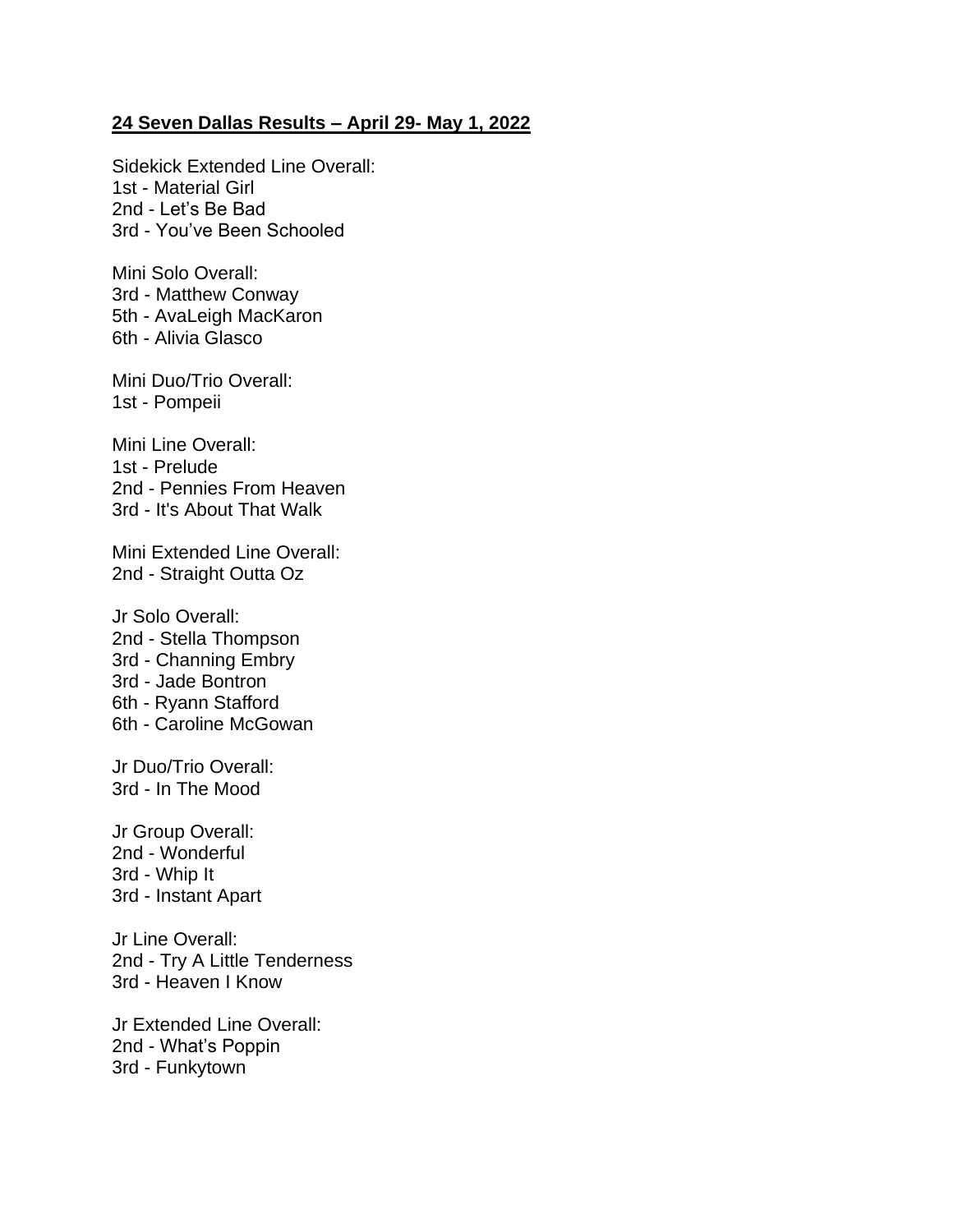**24 Seven Dallas Results – April 29- May 1, 2022**

Sidekick Extended Line Overall:
1st - Material Girl
2nd - Let's Be Bad
3rd - You've Been Schooled

Mini Solo Overall:
3rd - Matthew Conway
5th - AvaLeigh MacKaron
6th - Alivia Glasco

Mini Duo/Trio Overall:
1st - Pompeii

Mini Line Overall:
1st - Prelude
2nd - Pennies From Heaven
3rd - It's About That Walk

Mini Extended Line Overall:
2nd - Straight Outta Oz

Jr Solo Overall:
2nd - Stella Thompson
3rd - Channing Embry
3rd - Jade Bontron
6th - Ryann Stafford
6th - Caroline McGowan

Jr Duo/Trio Overall:
3rd - In The Mood

Jr Group Overall:
2nd - Wonderful
3rd - Whip It
3rd - Instant Apart

Jr Line Overall:
2nd - Try A Little Tenderness
3rd - Heaven I Know

Jr Extended Line Overall:
2nd - What's Poppin
3rd - Funkytown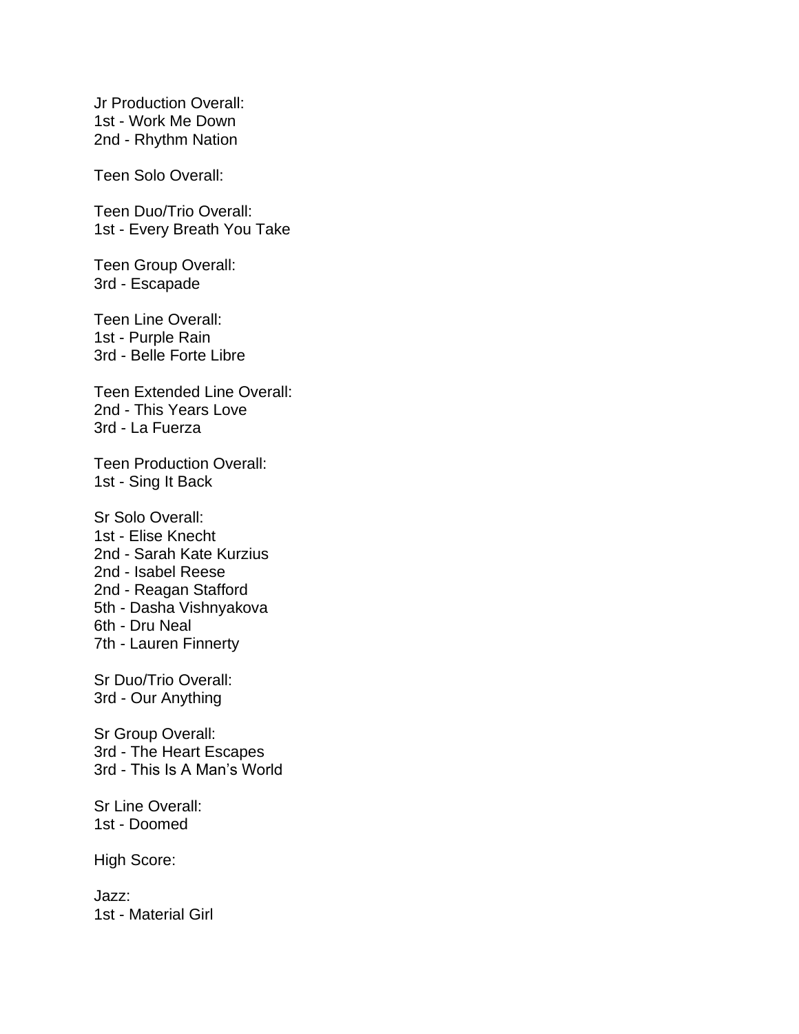Jr Production Overall:
1st - Work Me Down
2nd - Rhythm Nation

Teen Solo Overall:

Teen Duo/Trio Overall:
1st - Every Breath You Take

Teen Group Overall:
3rd - Escapade

Teen Line Overall:
1st - Purple Rain
3rd - Belle Forte Libre

Teen Extended Line Overall:
2nd - This Years Love
3rd - La Fuerza

Teen Production Overall:
1st - Sing It Back

Sr Solo Overall:
1st - Elise Knecht
2nd - Sarah Kate Kurzius
2nd - Isabel Reese
2nd - Reagan Stafford
5th - Dasha Vishnyakova
6th - Dru Neal
7th - Lauren Finnerty

Sr Duo/Trio Overall:
3rd - Our Anything

Sr Group Overall:
3rd - The Heart Escapes
3rd - This Is A Man's World

Sr Line Overall:
1st - Doomed

High Score:

Jazz:
1st - Material Girl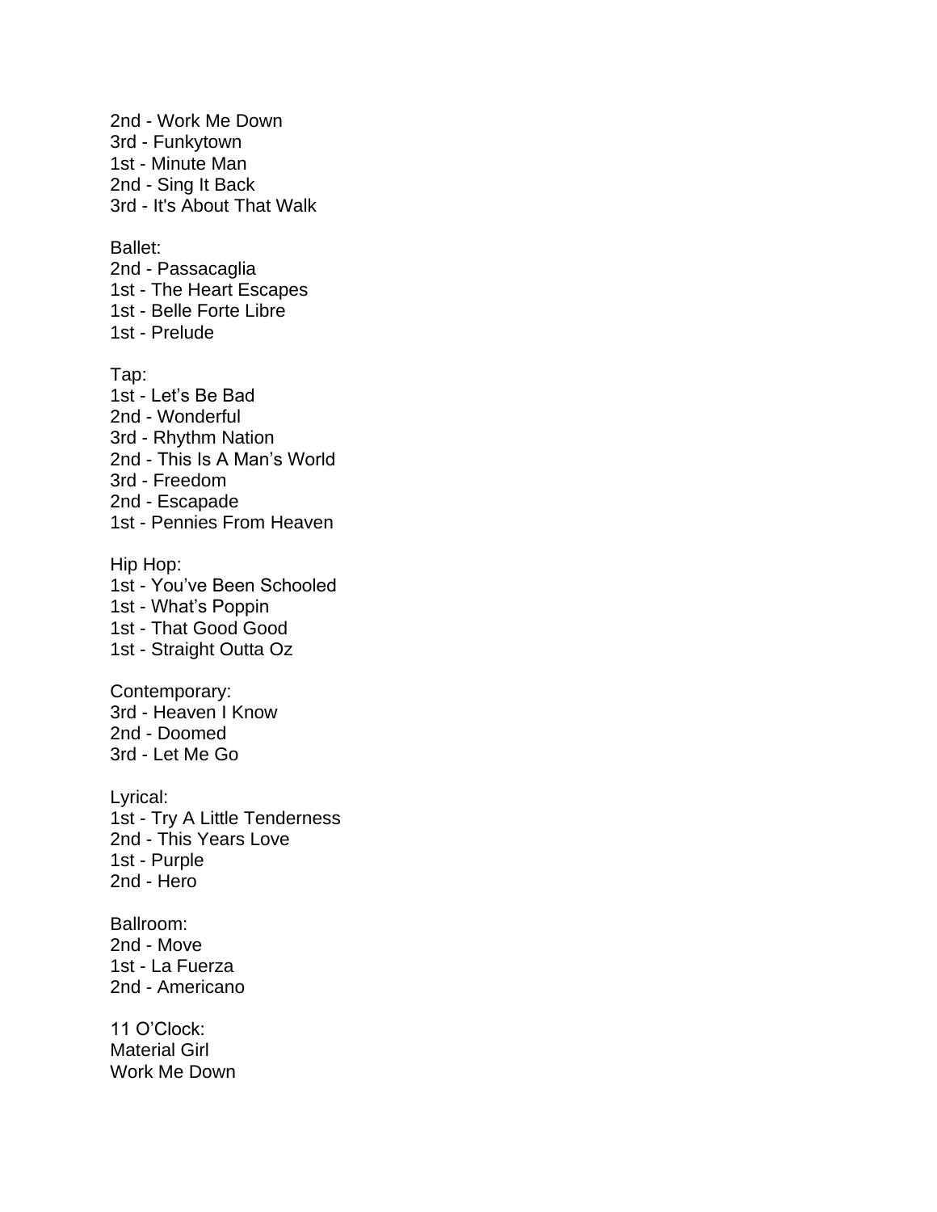2nd - Work Me Down
3rd - Funkytown
1st - Minute Man
2nd - Sing It Back
3rd - It's About That Walk

Ballet:
2nd - Passacaglia
1st - The Heart Escapes
1st - Belle Forte Libre
1st - Prelude

Tap:
1st - Let's Be Bad
2nd - Wonderful
3rd - Rhythm Nation
2nd - This Is A Man's World
3rd - Freedom
2nd - Escapade
1st - Pennies From Heaven

Hip Hop:
1st - You've Been Schooled
1st - What's Poppin
1st - That Good Good
1st - Straight Outta Oz

Contemporary:
3rd - Heaven I Know
2nd - Doomed
3rd - Let Me Go

Lyrical:
1st - Try A Little Tenderness
2nd - This Years Love
1st - Purple
2nd - Hero

Ballroom:
2nd - Move
1st - La Fuerza
2nd - Americano

11 O'Clock:
Material Girl
Work Me Down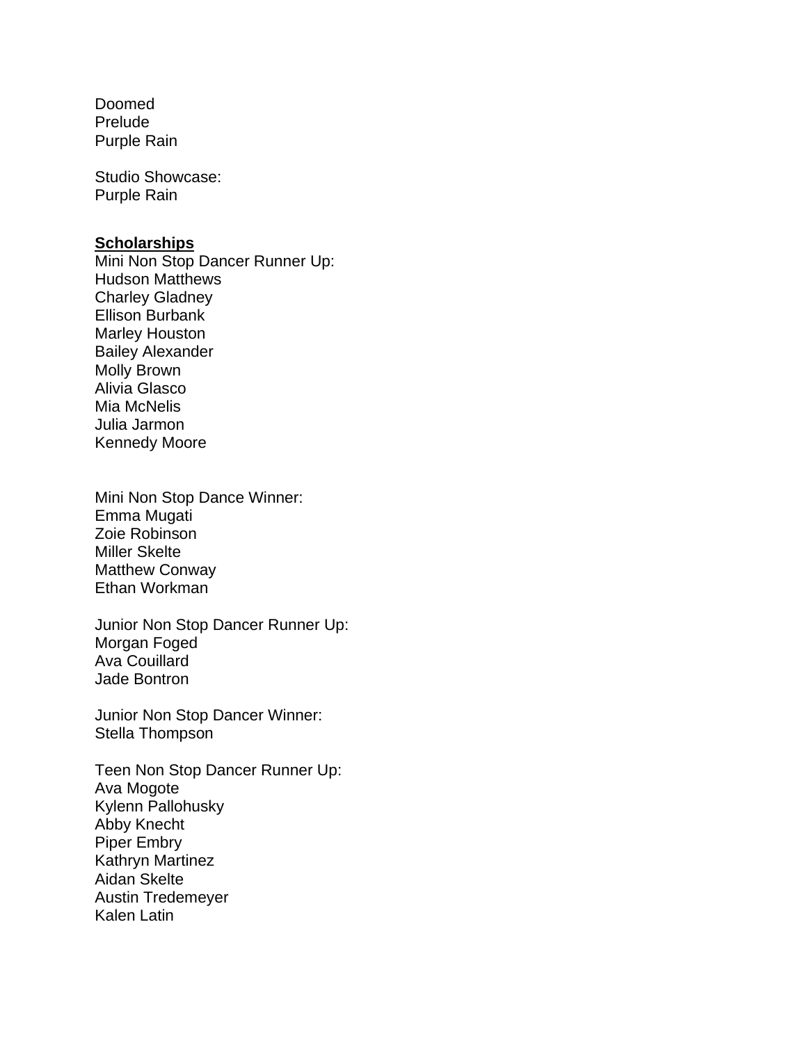Doomed
Prelude
Purple Rain

Studio Showcase:
Purple Rain

**<u>Scholarships</u>**
Mini Non Stop Dancer Runner Up:
Hudson Matthews
Charley Gladney
Ellison Burbank
Marley Houston
Bailey Alexander
Molly Brown
Alivia Glasco
Mia McNelis
Julia Jarmon
Kennedy Moore

Mini Non Stop Dance Winner:
Emma Mugati
Zoie Robinson
Miller Skelte
Matthew Conway
Ethan Workman

Junior Non Stop Dancer Runner Up:
Morgan Foged
Ava Couillard
Jade Bontron

Junior Non Stop Dancer Winner:
Stella Thompson

Teen Non Stop Dancer Runner Up:
Ava Mogote
Kylenn Pallohusky
Abby Knecht
Piper Embry
Kathryn Martinez
Aidan Skelte
Austin Tredemeyer
Kalen Latin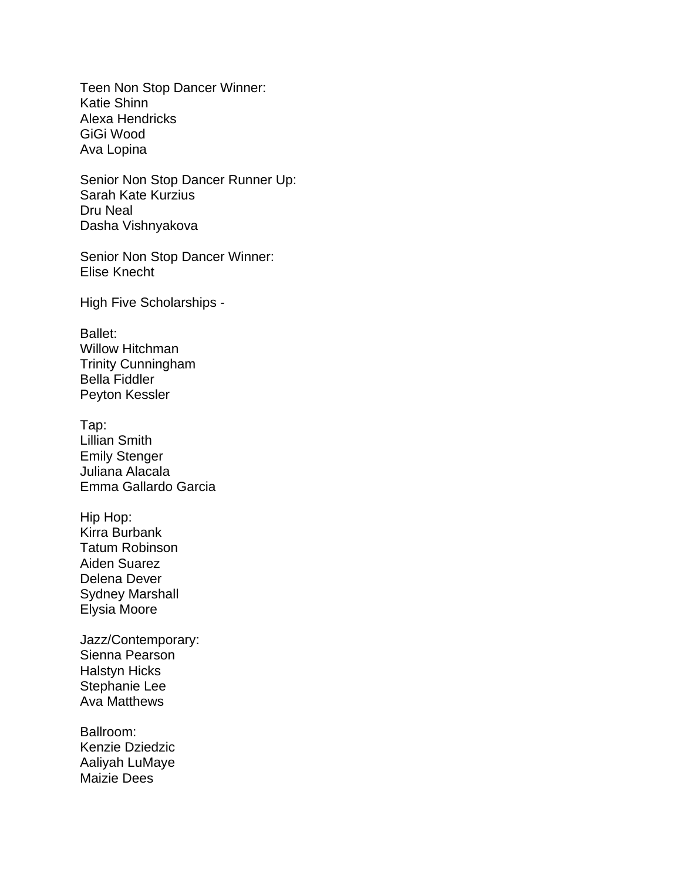Teen Non Stop Dancer Winner:
Katie Shinn
Alexa Hendricks
GiGi Wood
Ava Lopina

Senior Non Stop Dancer Runner Up:
Sarah Kate Kurzius
Dru Neal
Dasha Vishnyakova

Senior Non Stop Dancer Winner:
Elise Knecht

High Five Scholarships -

Ballet:
Willow Hitchman
Trinity Cunningham
Bella Fiddler
Peyton Kessler

Tap:
Lillian Smith
Emily Stenger
Juliana Alacala
Emma Gallardo Garcia

Hip Hop:
Kirra Burbank
Tatum Robinson
Aiden Suarez
Delena Dever
Sydney Marshall
Elysia Moore

Jazz/Contemporary:
Sienna Pearson
Halstyn Hicks
Stephanie Lee
Ava Matthews

Ballroom:
Kenzie Dziedzic
Aaliyah LuMaye
Maizie Dees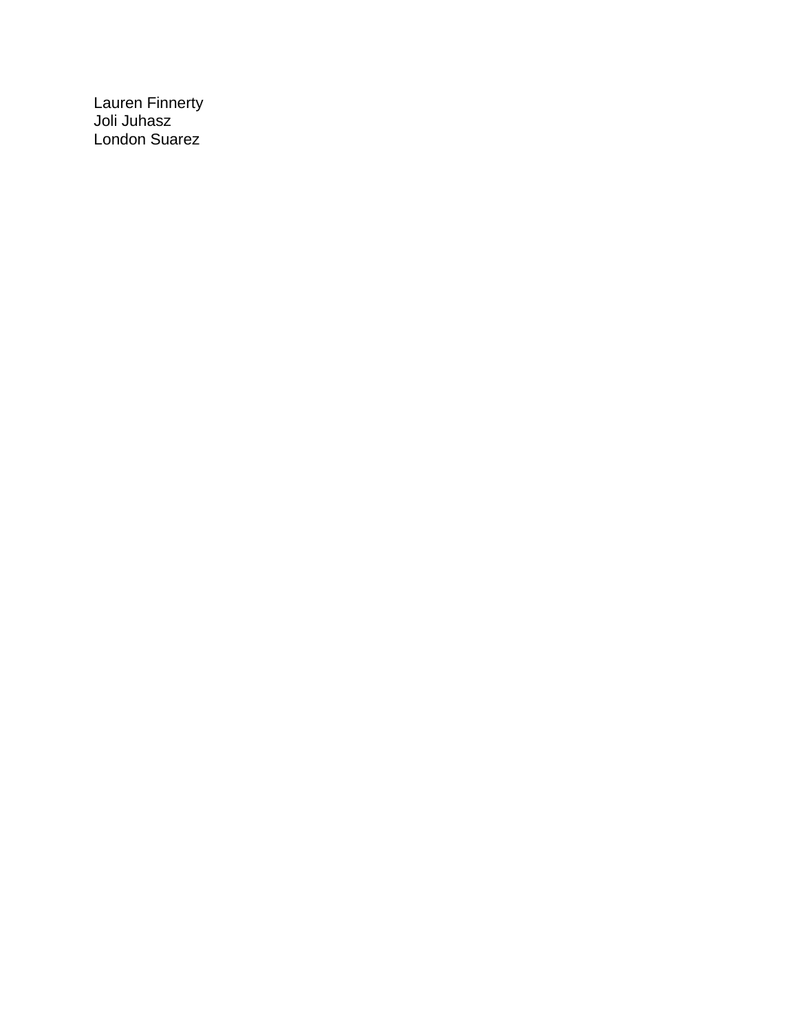Lauren Finnerty
Joli Juhasz
London Suarez